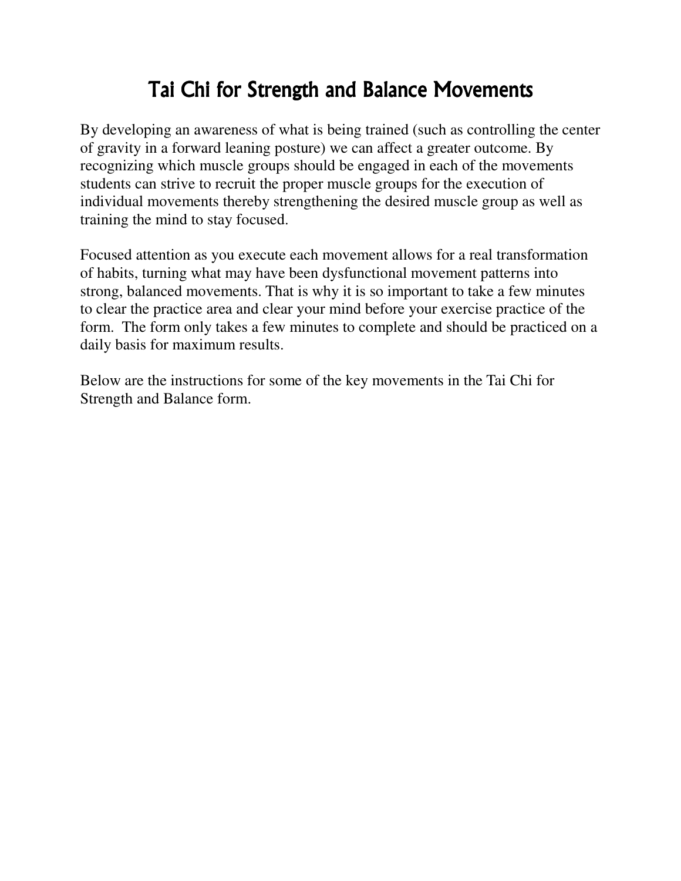# Tai Chi for Strength and Balance Movements

By developing an awareness of what is being trained (such as controlling the center of gravity in a forward leaning posture) we can affect a greater outcome. By recognizing which muscle groups should be engaged in each of the movements students can strive to recruit the proper muscle groups for the execution of individual movements thereby strengthening the desired muscle group as well as training the mind to stay focused.

Focused attention as you execute each movement allows for a real transformation of habits, turning what may have been dysfunctional movement patterns into strong, balanced movements. That is why it is so important to take a few minutes to clear the practice area and clear your mind before your exercise practice of the form. The form only takes a few minutes to complete and should be practiced on a daily basis for maximum results.

Below are the instructions for some of the key movements in the Tai Chi for Strength and Balance form.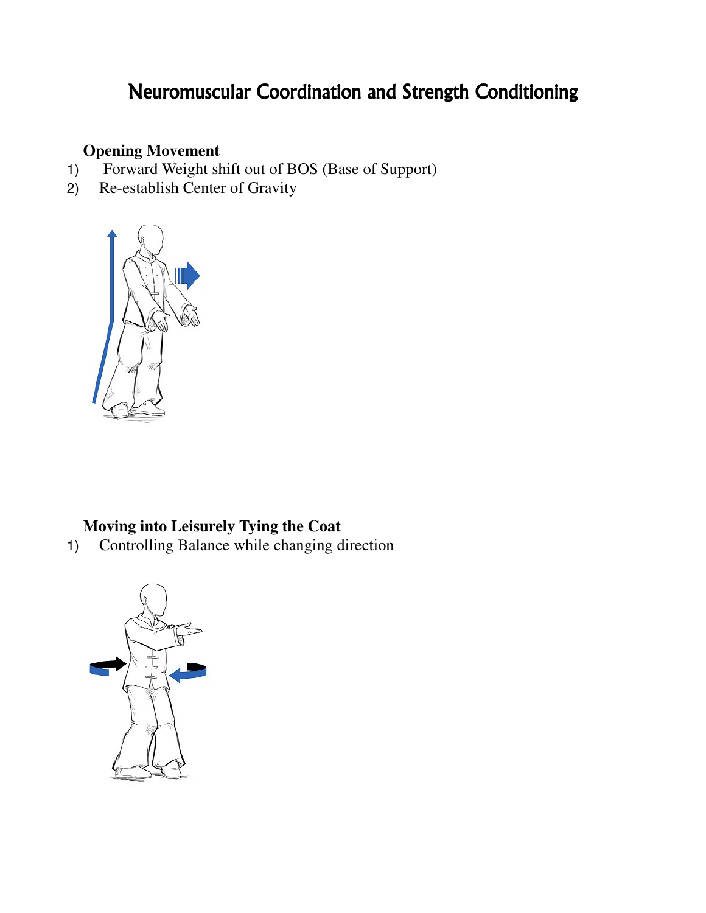# Neuromuscular Coordination and Strength Conditioning

**Opening Movement**

1) Forward Weight shift out of BOS (Base of Support)
2) Re-establish Center of Gravity

**Moving into Leisurely Tying the Coat**

1) Controlling Balance while changing direction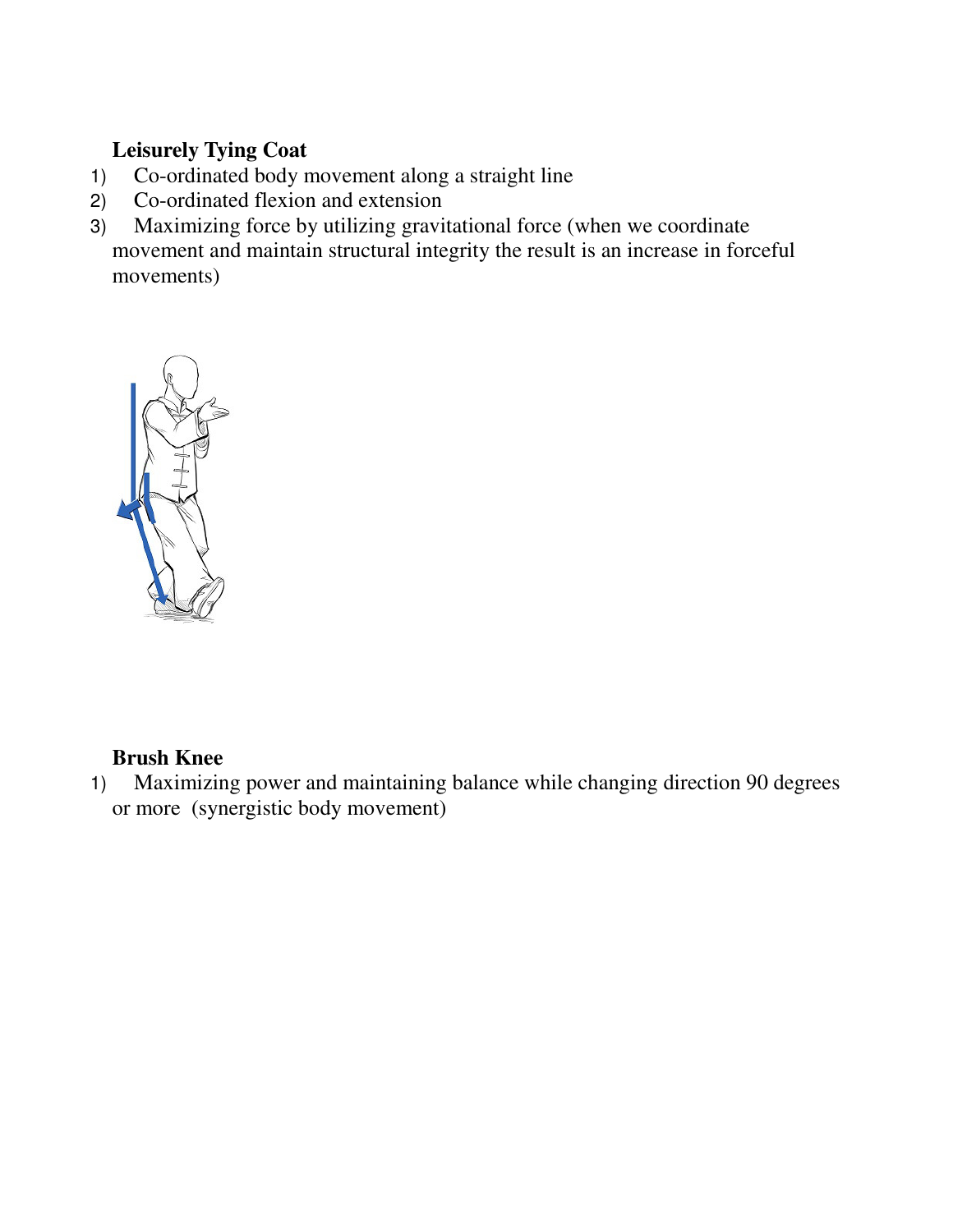**Leisurely Tying Coat**

1) Co-ordinated body movement along a straight line
2) Co-ordinated flexion and extension
3) Maximizing force by utilizing gravitational force (when we coordinate movement and maintain structural integrity the result is an increase in forceful movements)

**Brush Knee**

1) Maximizing power and maintaining balance while changing direction 90 degrees or more (synergistic body movement)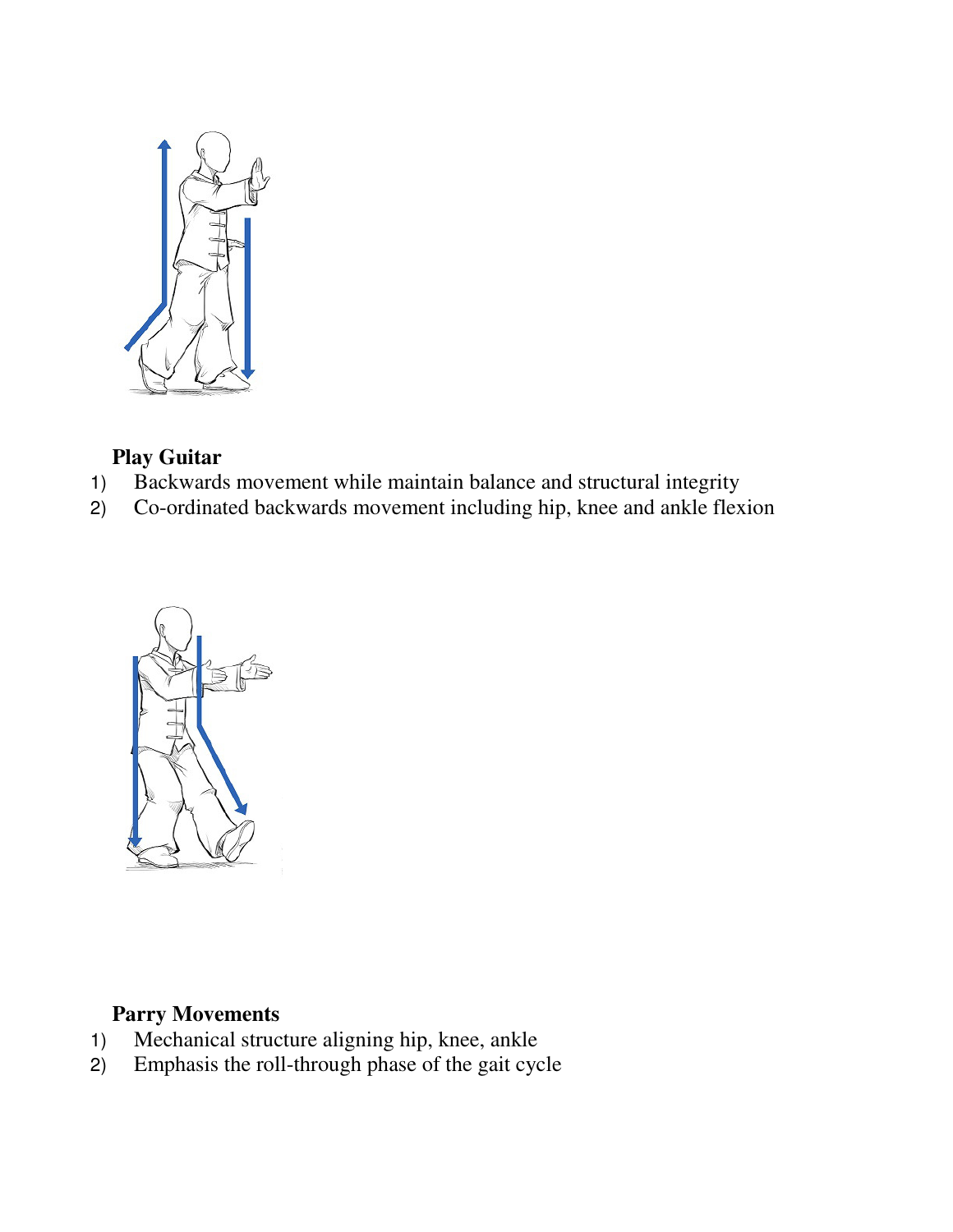**Play Guitar**

1) Backwards movement while maintain balance and structural integrity
2) Co-ordinated backwards movement including hip, knee and ankle flexion

**Parry Movements**

1) Mechanical structure aligning hip, knee, ankle
2) Emphasis the roll-through phase of the gait cycle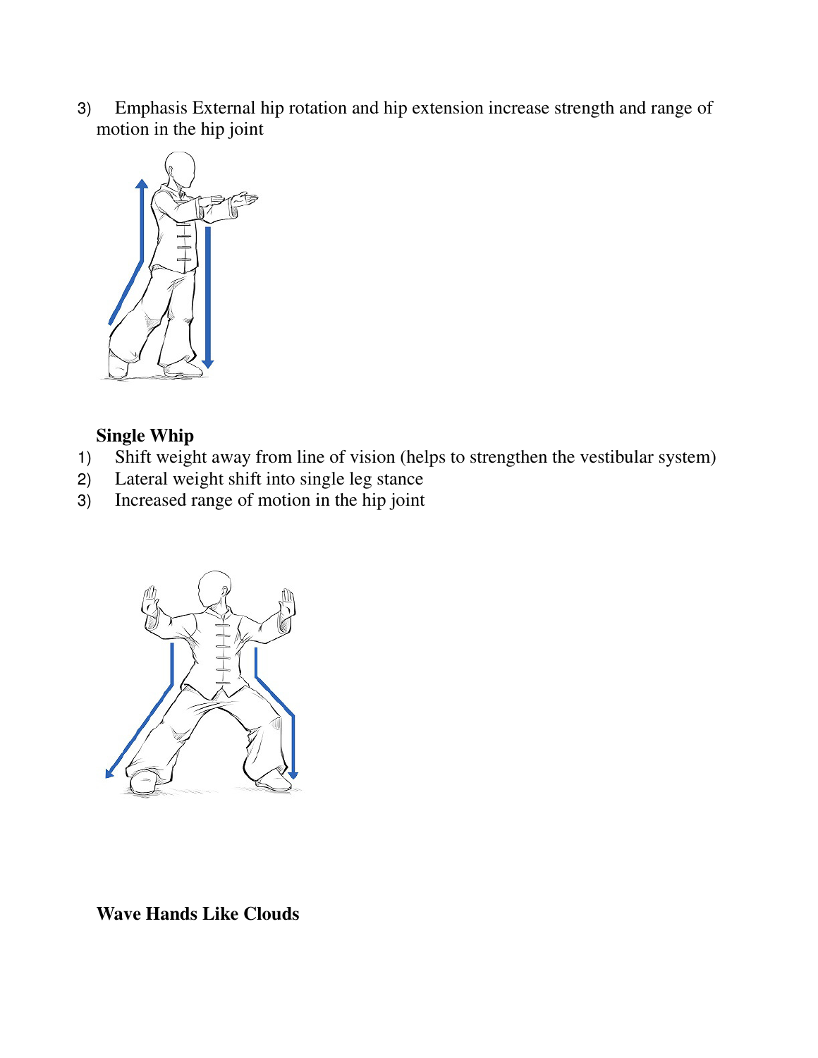3) Emphasis External hip rotation and hip extension increase strength and range of motion in the hip joint

**Single Whip**

1) Shift weight away from line of vision (helps to strengthen the vestibular system)
2) Lateral weight shift into single leg stance
3) Increased range of motion in the hip joint

**Wave Hands Like Clouds**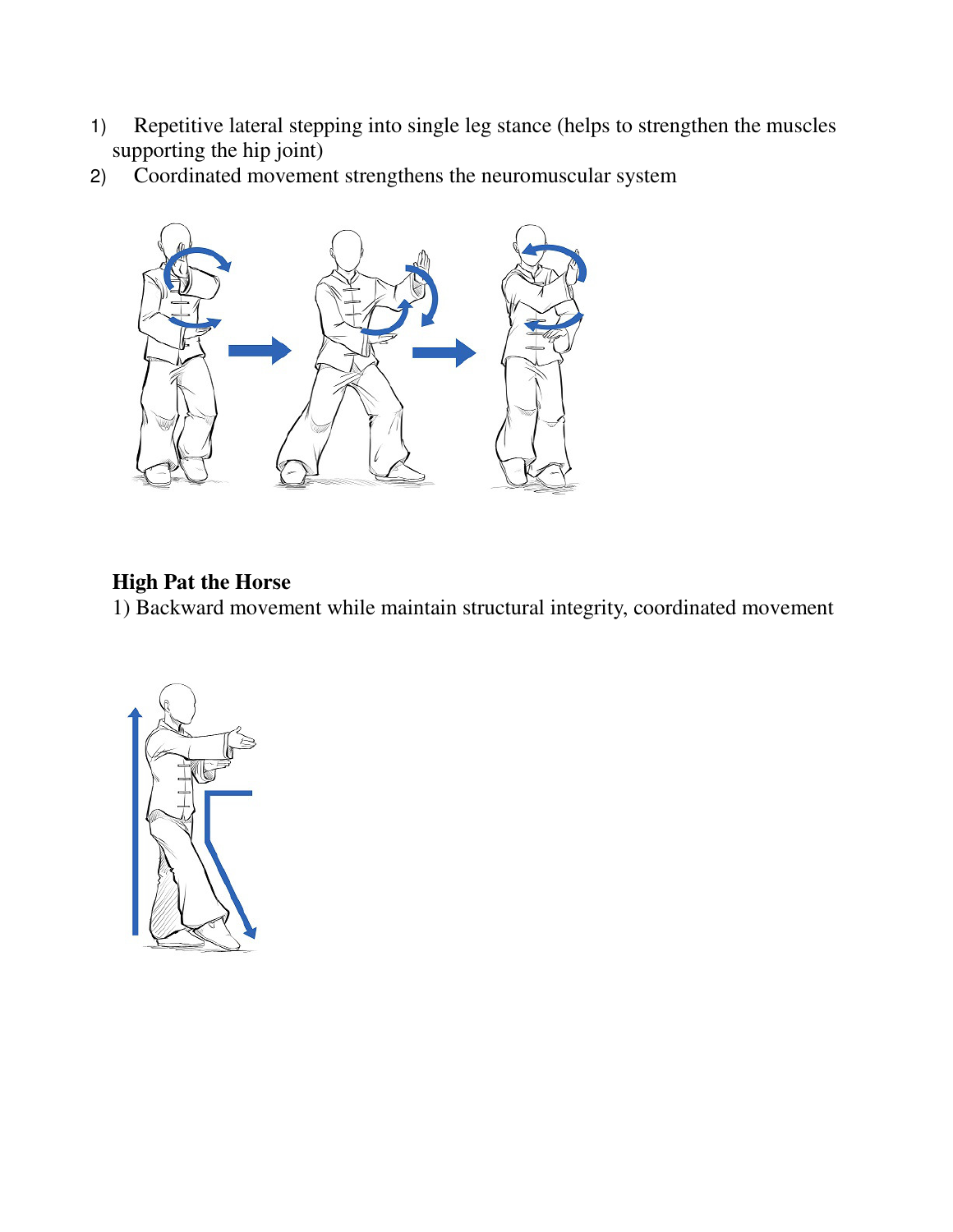1) Repetitive lateral stepping into single leg stance (helps to strengthen the muscles supporting the hip joint)
2) Coordinated movement strengthens the neuromuscular system

**High Pat the Horse**

1) Backward movement while maintain structural integrity, coordinated movement